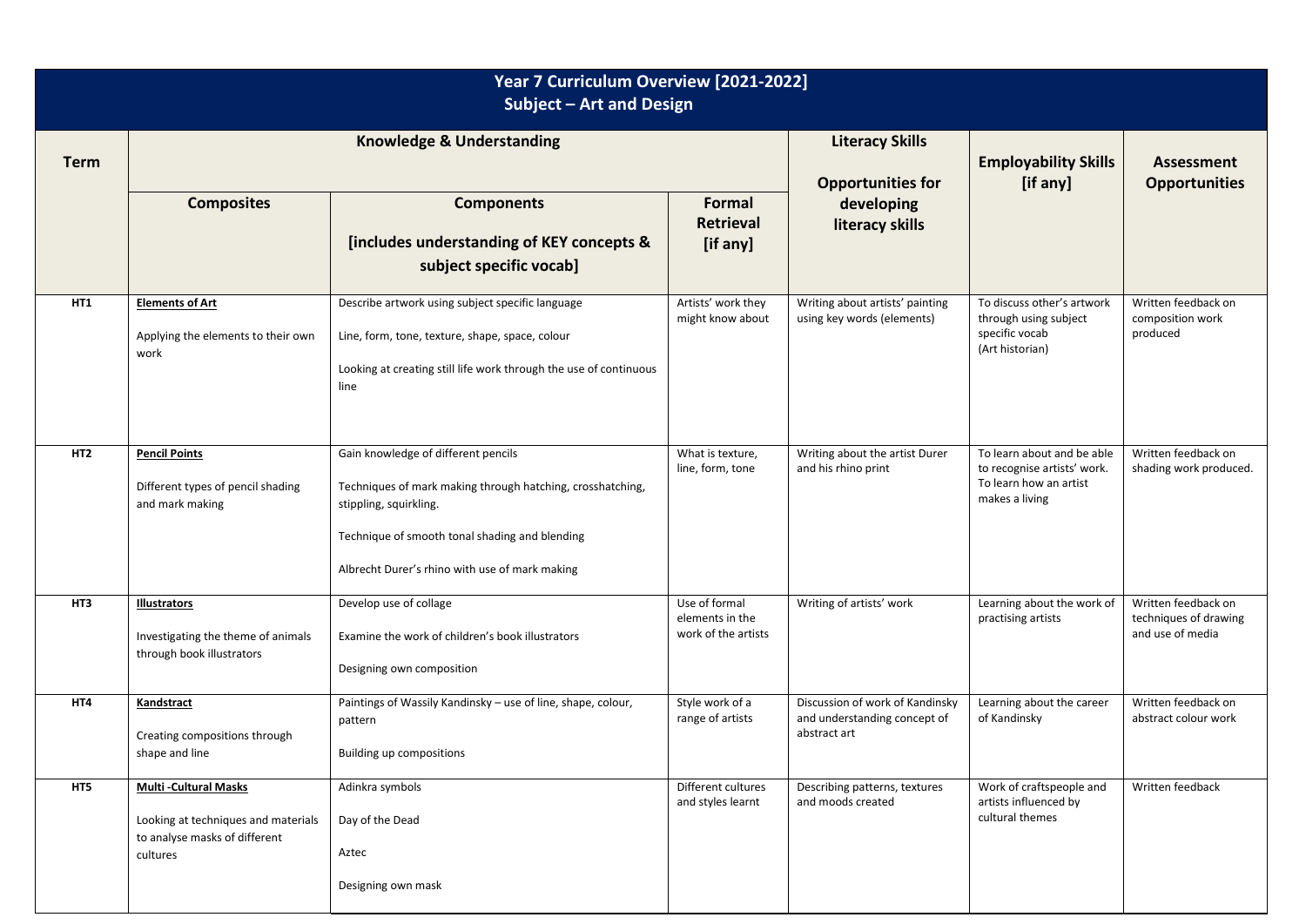# Year 7 Curriculum Overview [2021-2022]
## Subject – Art and Design

| Term | Knowledge & Understanding | | | Literacy Skills<br><br>Opportunities for developing literacy skills | Employability Skills [if any] | Assessment Opportunities |
|---|---|---|---|---|---|---|
| | **Composites** | **Components**<br><br>**[includes understanding of KEY concepts & subject specific vocab]** | **Formal Retrieval [if any]** | | | |
| **HT1** | **Elements of Art**<br><br>Applying the elements to their own work | Describe artwork using subject specific language<br><br>Line, form, tone, texture, shape, space, colour<br><br>Looking at creating still life work through the use of continuous line | Artists' work they might know about | Writing about artists' painting using key words (elements) | To discuss other's artwork through using subject specific vocab (Art historian) | Written feedback on composition work produced |
| **HT2** | **Pencil Points**<br><br>Different types of pencil shading and mark making | Gain knowledge of different pencils<br><br>Techniques of mark making through hatching, crosshatching, stippling, squirkling.<br><br>Technique of smooth tonal shading and blending<br><br>Albrecht Durer's rhino with use of mark making | What is texture, line, form, tone | Writing about the artist Durer and his rhino print | To learn about and be able to recognise artists' work. To learn how an artist makes a living | Written feedback on shading work produced. |
| **HT3** | **Illustrators**<br><br>Investigating the theme of animals through book illustrators | Develop use of collage<br><br>Examine the work of children's book illustrators<br><br>Designing own composition | Use of formal elements in the work of the artists | Writing of artists' work | Learning about the work of practising artists | Written feedback on techniques of drawing and use of media |
| **HT4** | **Kandstract**<br><br>Creating compositions through shape and line | Paintings of Wassily Kandinsky – use of line, shape, colour, pattern<br><br>Building up compositions | Style work of a range of artists | Discussion of work of Kandinsky and understanding concept of abstract art | Learning about the career of Kandinsky | Written feedback on abstract colour work |
| **HT5** | **Multi -Cultural Masks**<br><br>Looking at techniques and materials to analyse masks of different cultures | Adinkra symbols<br><br>Day of the Dead<br><br>Aztec<br><br>Designing own mask | Different cultures and styles learnt | Describing patterns, textures and moods created | Work of craftspeople and artists influenced by cultural themes | Written feedback |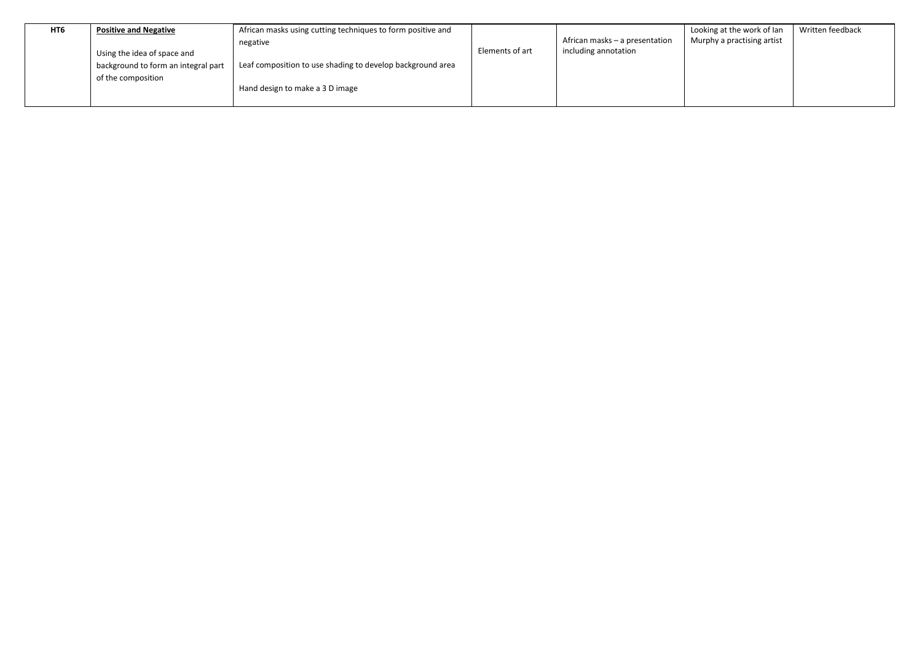| | | | | | | |
|---|---|---|---|---|---|---|
| **HT6** | **Positive and Negative**<br><br>Using the idea of space and background to form an integral part of the composition | African masks using cutting techniques to form positive and negative<br><br>Leaf composition to use shading to develop background area<br><br>Hand design to make a 3 D image | Elements of art | African masks – a presentation including annotation | Looking at the work of Ian Murphy a practising artist | Written feedback |